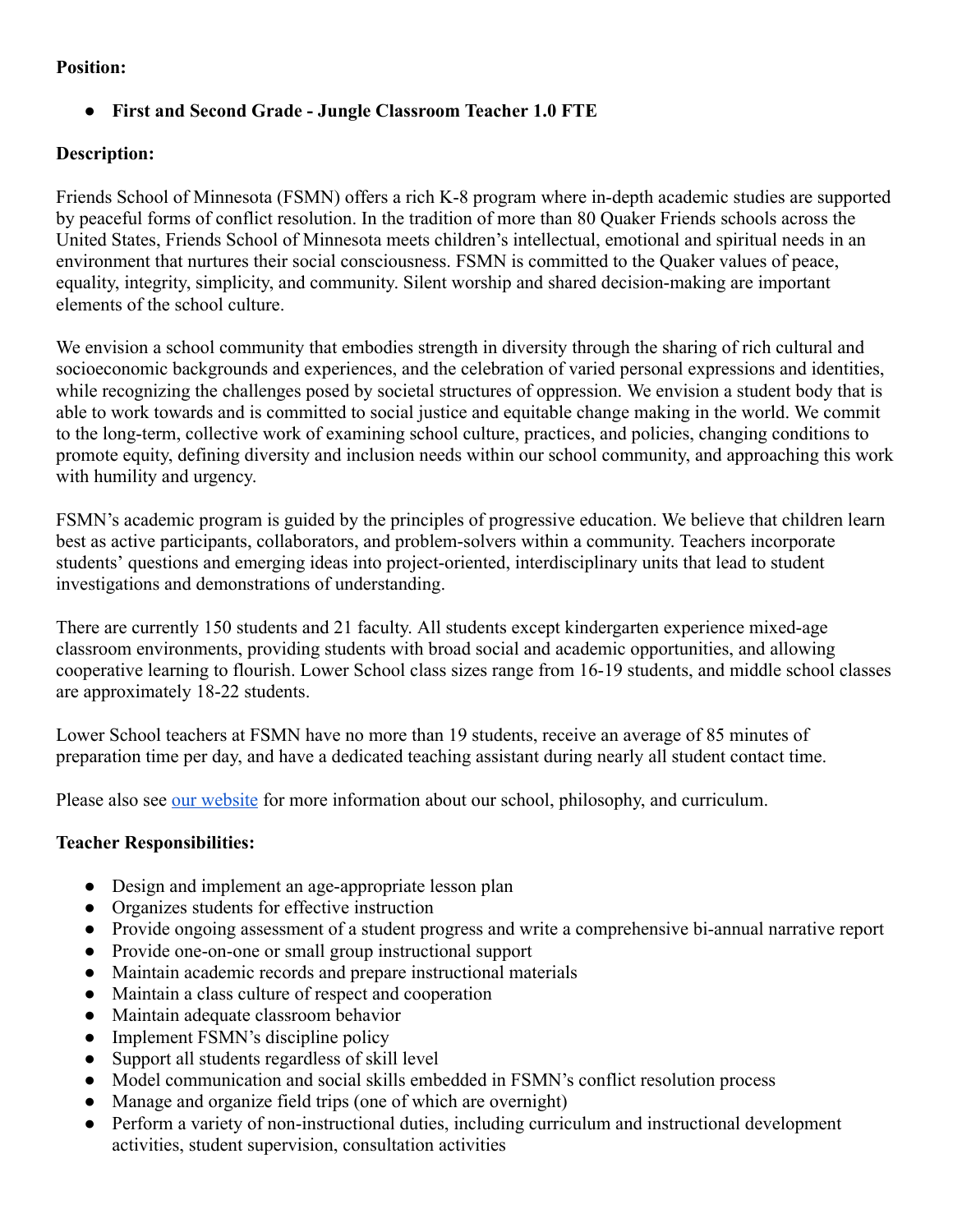**Position:**

- **First and Second Grade - Jungle Classroom Teacher 1.0 FTE**

**Description:**

Friends School of Minnesota (FSMN) offers a rich K-8 program where in-depth academic studies are supported by peaceful forms of conflict resolution. In the tradition of more than 80 Quaker Friends schools across the United States, Friends School of Minnesota meets children's intellectual, emotional and spiritual needs in an environment that nurtures their social consciousness. FSMN is committed to the Quaker values of peace, equality, integrity, simplicity, and community. Silent worship and shared decision-making are important elements of the school culture.

We envision a school community that embodies strength in diversity through the sharing of rich cultural and socioeconomic backgrounds and experiences, and the celebration of varied personal expressions and identities, while recognizing the challenges posed by societal structures of oppression. We envision a student body that is able to work towards and is committed to social justice and equitable change making in the world. We commit to the long-term, collective work of examining school culture, practices, and policies, changing conditions to promote equity, defining diversity and inclusion needs within our school community, and approaching this work with humility and urgency.

FSMN's academic program is guided by the principles of progressive education. We believe that children learn best as active participants, collaborators, and problem-solvers within a community. Teachers incorporate students' questions and emerging ideas into project-oriented, interdisciplinary units that lead to student investigations and demonstrations of understanding.

There are currently 150 students and 21 faculty. All students except kindergarten experience mixed-age classroom environments, providing students with broad social and academic opportunities, and allowing cooperative learning to flourish. Lower School class sizes range from 16-19 students, and middle school classes are approximately 18-22 students.

Lower School teachers at FSMN have no more than 19 students, receive an average of 85 minutes of preparation time per day, and have a dedicated teaching assistant during nearly all student contact time.

Please also see [our website](#) for more information about our school, philosophy, and curriculum.

**Teacher Responsibilities:**

- Design and implement an age-appropriate lesson plan
- Organizes students for effective instruction
- Provide ongoing assessment of a student progress and write a comprehensive bi-annual narrative report
- Provide one-on-one or small group instructional support
- Maintain academic records and prepare instructional materials
- Maintain a class culture of respect and cooperation
- Maintain adequate classroom behavior
- Implement FSMN's discipline policy
- Support all students regardless of skill level
- Model communication and social skills embedded in FSMN's conflict resolution process
- Manage and organize field trips (one of which are overnight)
- Perform a variety of non-instructional duties, including curriculum and instructional development activities, student supervision, consultation activities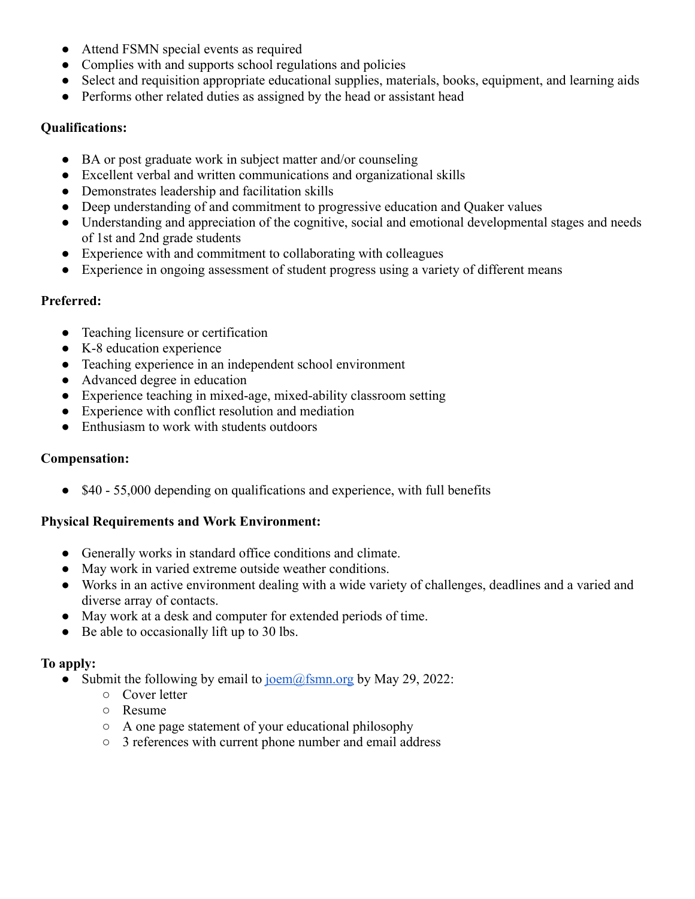- Attend FSMN special events as required
- Complies with and supports school regulations and policies
- Select and requisition appropriate educational supplies, materials, books, equipment, and learning aids
- Performs other related duties as assigned by the head or assistant head

**Qualifications:**

- BA or post graduate work in subject matter and/or counseling
- Excellent verbal and written communications and organizational skills
- Demonstrates leadership and facilitation skills
- Deep understanding of and commitment to progressive education and Quaker values
- Understanding and appreciation of the cognitive, social and emotional developmental stages and needs of 1st and 2nd grade students
- Experience with and commitment to collaborating with colleagues
- Experience in ongoing assessment of student progress using a variety of different means

**Preferred:**

- Teaching licensure or certification
- K-8 education experience
- Teaching experience in an independent school environment
- Advanced degree in education
- Experience teaching in mixed-age, mixed-ability classroom setting
- Experience with conflict resolution and mediation
- Enthusiasm to work with students outdoors

**Compensation:**

- $40 - 55,000 depending on qualifications and experience, with full benefits

**Physical Requirements and Work Environment:**

- Generally works in standard office conditions and climate.
- May work in varied extreme outside weather conditions.
- Works in an active environment dealing with a wide variety of challenges, deadlines and a varied and diverse array of contacts.
- May work at a desk and computer for extended periods of time.
- Be able to occasionally lift up to 30 lbs.

**To apply:**

- Submit the following by email to joem@fsmn.org by May 29, 2022:
  - Cover letter
  - Resume
  - A one page statement of your educational philosophy
  - 3 references with current phone number and email address